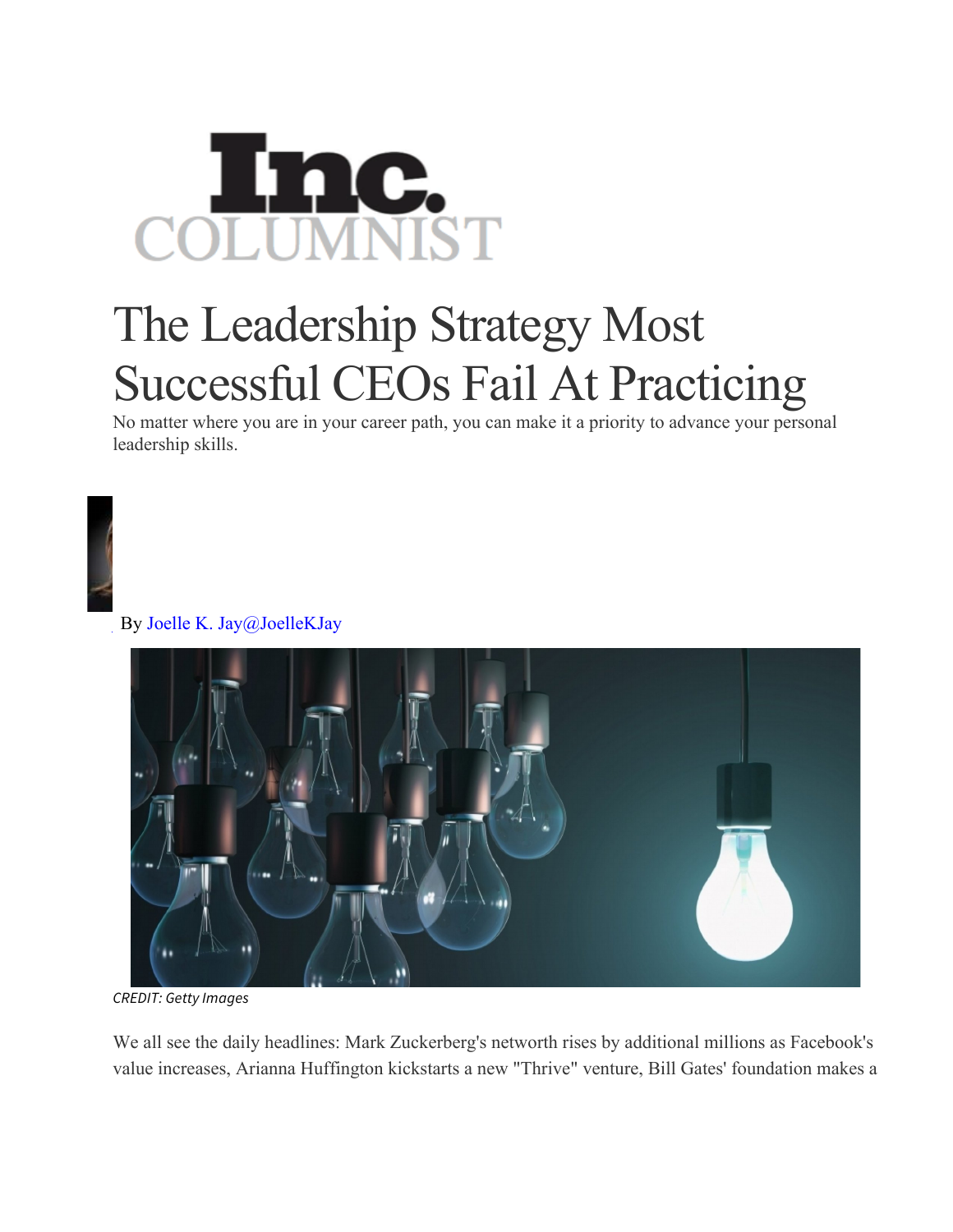Inc.
COLUMNIST

# The Leadership Strategy Most Successful CEOs Fail At Practicing

No matter where you are in your career path, you can make it a priority to advance your personal leadership skills.

By Joelle K. Jay@JoelleKJay

*CREDIT: Getty Images*

We all see the daily headlines: Mark Zuckerberg's networth rises by additional millions as Facebook's value increases, Arianna Huffington kickstarts a new "Thrive" venture, Bill Gates' foundation makes a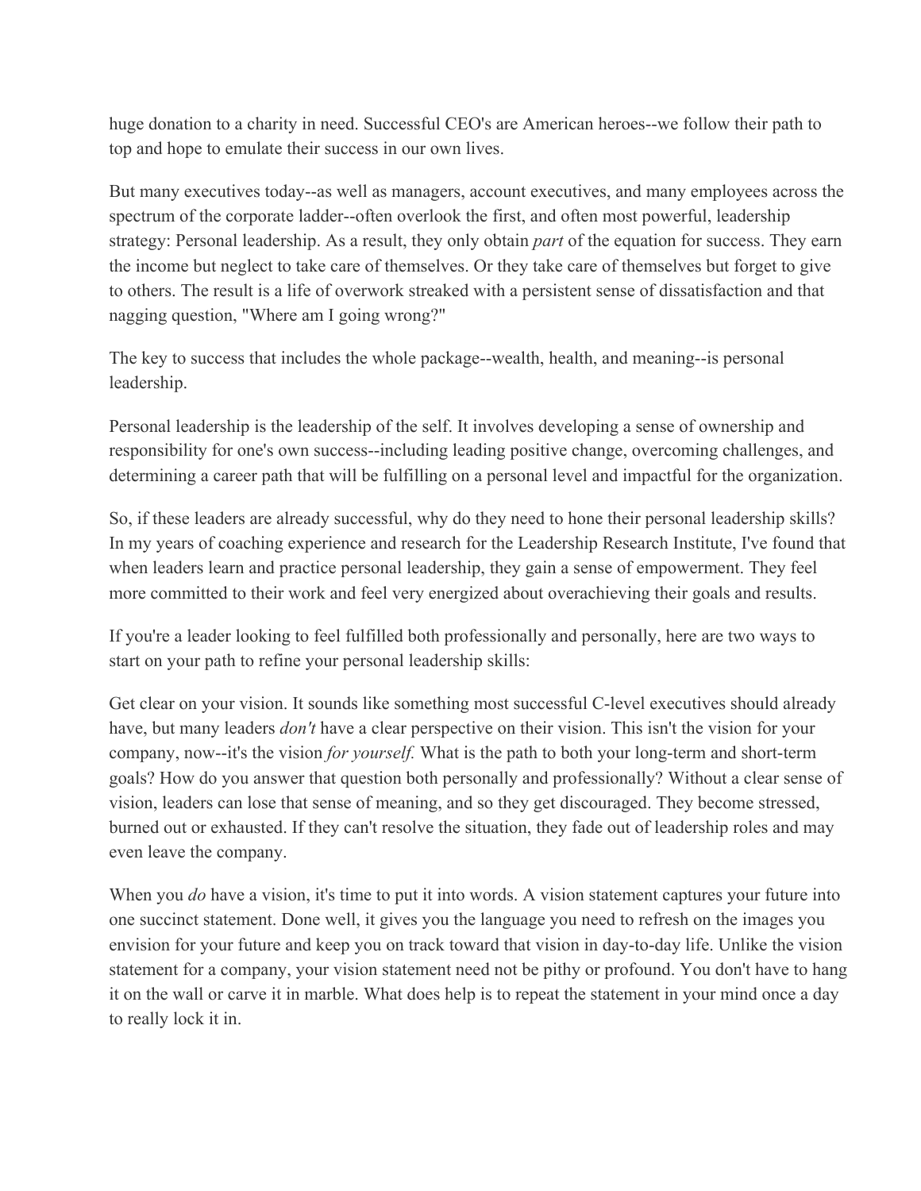huge donation to a charity in need. Successful CEO's are American heroes--we follow their path to top and hope to emulate their success in our own lives.

But many executives today--as well as managers, account executives, and many employees across the spectrum of the corporate ladder--often overlook the first, and often most powerful, leadership strategy: Personal leadership. As a result, they only obtain *part* of the equation for success. They earn the income but neglect to take care of themselves. Or they take care of themselves but forget to give to others. The result is a life of overwork streaked with a persistent sense of dissatisfaction and that nagging question, "Where am I going wrong?"

The key to success that includes the whole package--wealth, health, and meaning--is personal leadership.

Personal leadership is the leadership of the self. It involves developing a sense of ownership and responsibility for one's own success--including leading positive change, overcoming challenges, and determining a career path that will be fulfilling on a personal level and impactful for the organization.

So, if these leaders are already successful, why do they need to hone their personal leadership skills? In my years of coaching experience and research for the Leadership Research Institute, I've found that when leaders learn and practice personal leadership, they gain a sense of empowerment. They feel more committed to their work and feel very energized about overachieving their goals and results.

If you're a leader looking to feel fulfilled both professionally and personally, here are two ways to start on your path to refine your personal leadership skills:

Get clear on your vision. It sounds like something most successful C-level executives should already have, but many leaders *don't* have a clear perspective on their vision. This isn't the vision for your company, now--it's the vision *for yourself.* What is the path to both your long-term and short-term goals? How do you answer that question both personally and professionally? Without a clear sense of vision, leaders can lose that sense of meaning, and so they get discouraged. They become stressed, burned out or exhausted. If they can't resolve the situation, they fade out of leadership roles and may even leave the company.

When you *do* have a vision, it's time to put it into words. A vision statement captures your future into one succinct statement. Done well, it gives you the language you need to refresh on the images you envision for your future and keep you on track toward that vision in day-to-day life. Unlike the vision statement for a company, your vision statement need not be pithy or profound. You don't have to hang it on the wall or carve it in marble. What does help is to repeat the statement in your mind once a day to really lock it in.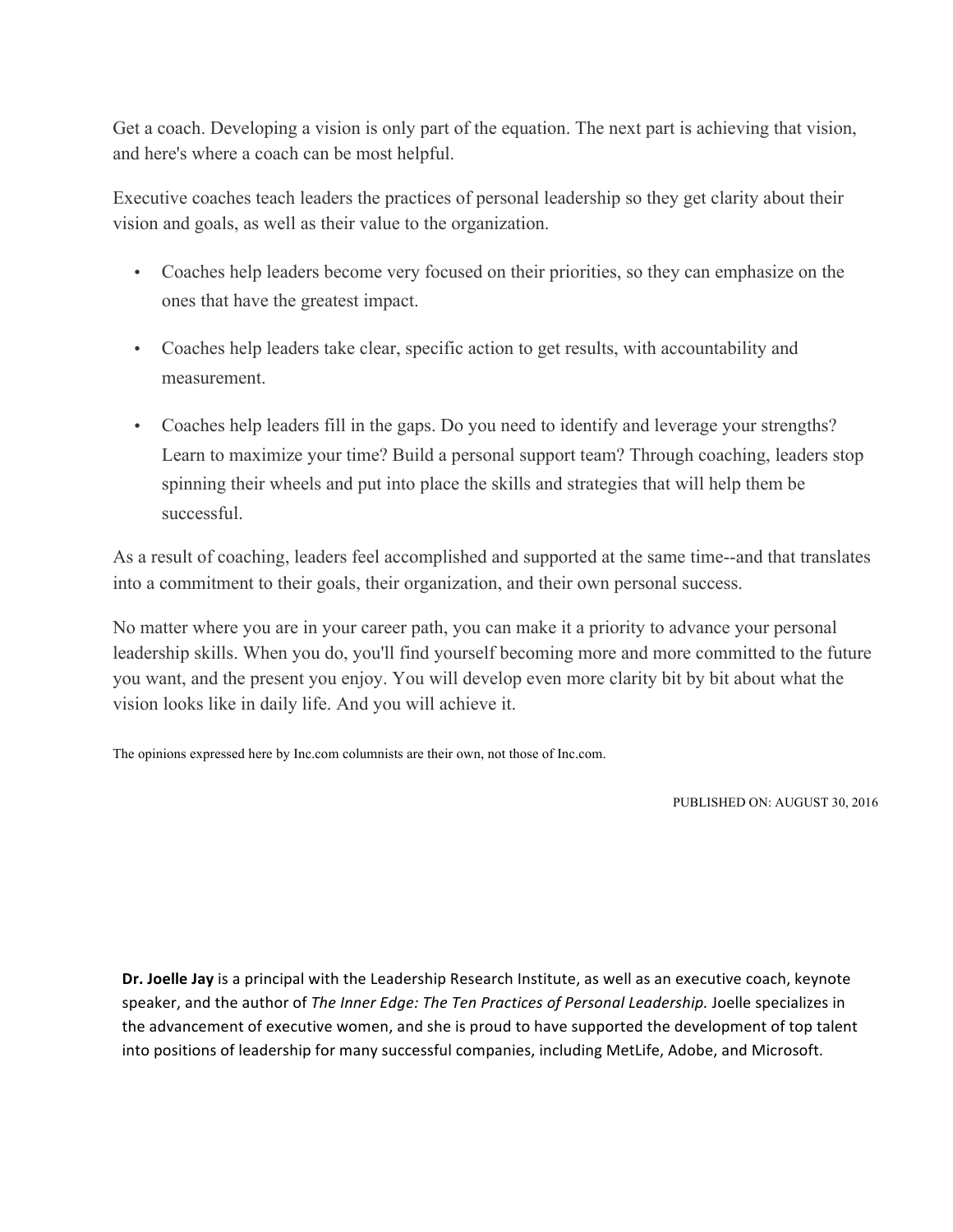Get a coach. Developing a vision is only part of the equation. The next part is achieving that vision, and here's where a coach can be most helpful.

Executive coaches teach leaders the practices of personal leadership so they get clarity about their vision and goals, as well as their value to the organization.

- Coaches help leaders become very focused on their priorities, so they can emphasize on the ones that have the greatest impact.
- Coaches help leaders take clear, specific action to get results, with accountability and measurement.
- Coaches help leaders fill in the gaps. Do you need to identify and leverage your strengths? Learn to maximize your time? Build a personal support team? Through coaching, leaders stop spinning their wheels and put into place the skills and strategies that will help them be successful.

As a result of coaching, leaders feel accomplished and supported at the same time--and that translates into a commitment to their goals, their organization, and their own personal success.

No matter where you are in your career path, you can make it a priority to advance your personal leadership skills. When you do, you'll find yourself becoming more and more committed to the future you want, and the present you enjoy. You will develop even more clarity bit by bit about what the vision looks like in daily life. And you will achieve it.

The opinions expressed here by Inc.com columnists are their own, not those of Inc.com.

PUBLISHED ON: AUGUST 30, 2016

**Dr. Joelle Jay** is a principal with the Leadership Research Institute, as well as an executive coach, keynote speaker, and the author of *The Inner Edge: The Ten Practices of Personal Leadership.* Joelle specializes in the advancement of executive women, and she is proud to have supported the development of top talent into positions of leadership for many successful companies, including MetLife, Adobe, and Microsoft.